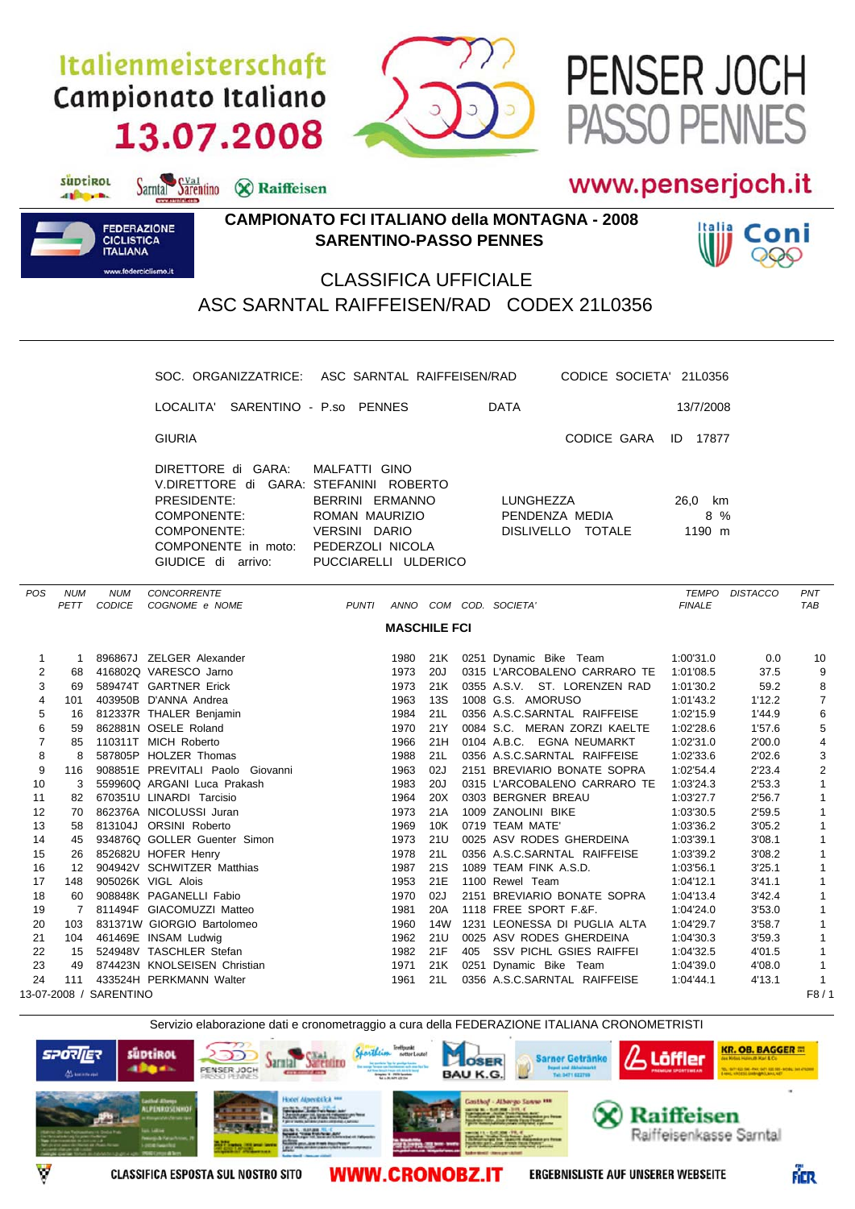# Italienmeisterschaft
# Campionato Italiano
# 13.07.2008

# PENSER JOCH
# PASSO PENNES

www.penserjoch.it

## CAMPIONATO FCI ITALIANO della MONTAGNA - 2008
## SARENTINO-PASSO PENNES

## CLASSIFICA UFFICIALE
## ASC SARNTAL RAIFFEISEN/RAD CODEX 21L0356

SOC. ORGANIZZATRICE: ASC SARNTAL RAIFFEISEN/RAD — CODICE SOCIETA' 21L0356

LOCALITA' SARENTINO - P.so PENNES — DATA 13/7/2008

GIURIA — CODICE GARA ID 17877

DIRETTORE di GARA: MALFATTI GINO
V.DIRETTORE di GARA: STEFANINI ROBERTO
PRESIDENTE: BERRINI ERMANNO
COMPONENTE: ROMAN MAURIZIO
COMPONENTE: VERSINI DARIO
COMPONENTE in moto: PEDERZOLI NICOLA
GIUDICE di arrivo: PUCCIARELLI ULDERICO

LUNGHEZZA 26,0 km
PENDENZA MEDIA 8 %
DISLIVELLO TOTALE 1190 m

### MASCHILE FCI

| POS | NUM PETT | NUM CODICE | CONCORRENTE COGNOME e NOME | PUNTI | ANNO | COM | COD. | SOCIETA' | TEMPO FINALE | DISTACCO | PNT TAB |
|---|---|---|---|---|---|---|---|---|---|---|---|
| 1 | 1 | 896867J | ZELGER Alexander | | 1980 | 21K | 0251 | Dynamic Bike Team | 1:00'31.0 | 0.0 | 10 |
| 2 | 68 | 416802Q | VARESCO Jarno | | 1973 | 20J | 0315 | L'ARCOBALENO CARRARO TE | 1:01'08.5 | 37.5 | 9 |
| 3 | 69 | 589474T | GARTNER Erick | | 1973 | 21K | 0355 | A.S.V. ST. LORENZEN RAD | 1:01'30.2 | 59.2 | 8 |
| 4 | 101 | 403950B | D'ANNA Andrea | | 1963 | 13S | 1008 | G.S. AMORUSO | 1:01'43.2 | 1'12.2 | 7 |
| 5 | 16 | 812337R | THALER Benjamin | | 1984 | 21L | 0356 | A.S.C.SARNTAL RAIFFEISE | 1:02'15.9 | 1'44.9 | 6 |
| 6 | 59 | 862881N | OSELE Roland | | 1970 | 21Y | 0084 | S.C. MERAN ZORZI KAELTE | 1:02'28.6 | 1'57.6 | 5 |
| 7 | 85 | 110311T | MICH Roberto | | 1966 | 21H | 0104 | A.B.C. EGNA NEUMARKT | 1:02'31.0 | 2'00.0 | 4 |
| 8 | 8 | 587805P | HOLZER Thomas | | 1988 | 21L | 0356 | A.S.C.SARNTAL RAIFFEISE | 1:02'33.6 | 2'02.6 | 3 |
| 9 | 116 | 908851E | PREVITALI Paolo Giovanni | | 1963 | 02J | 2151 | BREVIARIO BONATE SOPRA | 1:02'54.4 | 2'23.4 | 2 |
| 10 | 3 | 559960Q | ARGANI Luca Prakash | | 1983 | 20J | 0315 | L'ARCOBALENO CARRARO TE | 1:03'24.3 | 2'53.3 | 1 |
| 11 | 82 | 670351U | LINARDI Tarcisio | | 1964 | 20X | 0303 | BERGNER BREAU | 1:03'27.7 | 2'56.7 | 1 |
| 12 | 70 | 862376A | NICOLUSSI Juran | | 1973 | 21A | 1009 | ZANOLINI BIKE | 1:03'30.5 | 2'59.5 | 1 |
| 13 | 58 | 813104J | ORSINI Roberto | | 1969 | 10K | 0719 | TEAM MATE' | 1:03'36.2 | 3'05.2 | 1 |
| 14 | 45 | 934876Q | GOLLER Guenter Simon | | 1973 | 21U | 0025 | ASV RODES GHERDEINA | 1:03'39.1 | 3'08.1 | 1 |
| 15 | 26 | 852682U | HOFER Henry | | 1978 | 21L | 0356 | A.S.C.SARNTAL RAIFFEISE | 1:03'39.2 | 3'08.2 | 1 |
| 16 | 12 | 904942V | SCHWITZER Matthias | | 1987 | 21S | 1089 | TEAM FINK A.S.D. | 1:03'56.1 | 3'25.1 | 1 |
| 17 | 148 | 905026K | VIGL Alois | | 1953 | 21E | 1100 | Rewel Team | 1:04'12.1 | 3'41.1 | 1 |
| 18 | 60 | 908848K | PAGANELLI Fabio | | 1970 | 02J | 2151 | BREVIARIO BONATE SOPRA | 1:04'13.4 | 3'42.4 | 1 |
| 19 | 7 | 811494F | GIACOMUZZI Matteo | | 1981 | 20A | 1118 | FREE SPORT F.&F. | 1:04'24.0 | 3'53.0 | 1 |
| 20 | 103 | 831371W | GIORGIO Bartolomeo | | 1960 | 14W | 1231 | LEONESSA DI PUGLIA ALTA | 1:04'29.7 | 3'58.7 | 1 |
| 21 | 104 | 461469E | INSAM Ludwig | | 1962 | 21U | 0025 | ASV RODES GHERDEINA | 1:04'30.3 | 3'59.3 | 1 |
| 22 | 15 | 524948V | TASCHLER Stefan | | 1982 | 21F | 405 | SSV PICHL GSIES RAIFFEI | 1:04'32.5 | 4'01.5 | 1 |
| 23 | 49 | 874423N | KNOLSEISEN Christian | | 1971 | 21K | 0251 | Dynamic Bike Team | 1:04'39.0 | 4'08.0 | 1 |
| 24 | 111 | 433524H | PERKMANN Walter | | 1961 | 21L | 0356 | A.S.C.SARNTAL RAIFFEISE | 1:04'44.1 | 4'13.1 | 1 |

13-07-2008 / SARENTINO

Servizio elaborazione dati e cronometraggio a cura della FEDERAZIONE ITALIANA CRONOMETRISTI

CLASSIFICA ESPOSTA SUL NOSTRO SITO WWW.CRONOBZ.IT ERGEBNISLISTE AUF UNSERER WEBSEITE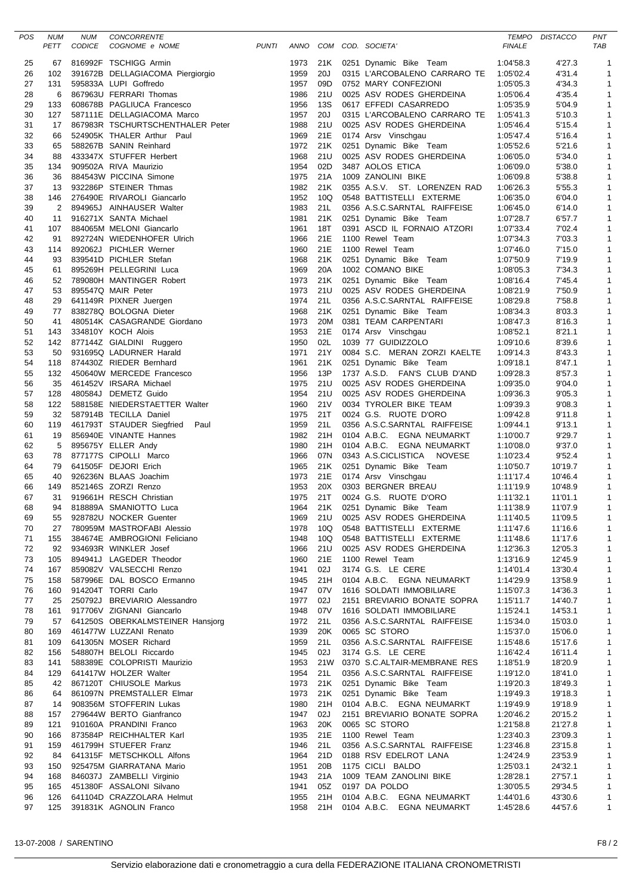| POS | NUM PETT | NUM CODICE | CONCORRENTE COGNOME e NOME | PUNTI | ANNO | COM | COD. SOCIETA' | TEMPO FINALE | DISTACCO | PNT TAB |
|---|---|---|---|---|---|---|---|---|---|---|
| 25 | 67 | 816992F | TSCHIGG Armin | | 1973 | 21K | 0251 Dynamic Bike Team | 1:04'58.3 | 4'27.3 | 1 |
| 26 | 102 | 391672B | DELLAGIACOMA Piergiorgio | | 1959 | 20J | 0315 L'ARCOBALENO CARRARO TE | 1:05'02.4 | 4'31.4 | 1 |
| 27 | 131 | 595833A | LUPI Goffredo | | 1957 | 09D | 0752 MARY CONFEZIONI | 1:05'05.3 | 4'34.3 | 1 |
| 28 | 6 | 867963U | FERRARI Thomas | | 1986 | 21U | 0025 ASV RODES GHERDEINA | 1:05'06.4 | 4'35.4 | 1 |
| 29 | 133 | 608678B | PAGLIUCA Francesco | | 1956 | 13S | 0617 EFFEDI CASARREDO | 1:05'35.9 | 5'04.9 | 1 |
| 30 | 127 | 587111E | DELLAGIACOMA Marco | | 1957 | 20J | 0315 L'ARCOBALENO CARRARO TE | 1:05'41.3 | 5'10.3 | 1 |
| 31 | 17 | 867983R | TSCHURTSCHENTHALER Peter | | 1988 | 21U | 0025 ASV RODES GHERDEINA | 1:05'46.4 | 5'15.4 | 1 |
| 32 | 66 | 524905K | THALER Arthur Paul | | 1969 | 21E | 0174 Arsv Vinschgau | 1:05'47.4 | 5'16.4 | 1 |
| 33 | 65 | 588267B | SANIN Reinhard | | 1972 | 21K | 0251 Dynamic Bike Team | 1:05'52.6 | 5'21.6 | 1 |
| 34 | 88 | 433347X | STUFFER Herbert | | 1968 | 21U | 0025 ASV RODES GHERDEINA | 1:06'05.0 | 5'34.0 | 1 |
| 35 | 134 | 909502A | RIVA Maurizio | | 1954 | 02D | 3487 AOLOS ETICA | 1:06'09.0 | 5'38.0 | 1 |
| 36 | 36 | 884543W | PICCINA Simone | | 1975 | 21A | 1009 ZANOLINI BIKE | 1:06'09.8 | 5'38.8 | 1 |
| 37 | 13 | 932286P | STEINER Thmas | | 1982 | 21K | 0355 A.S.V. ST. LORENZEN RAD | 1:06'26.3 | 5'55.3 | 1 |
| 38 | 146 | 276490E | RIVAROLI Giancarlo | | 1952 | 10Q | 0548 BATTISTELLI EXTERME | 1:06'35.0 | 6'04.0 | 1 |
| 39 | 2 | 894965J | AINHAUSER Walter | | 1983 | 21L | 0356 A.S.C.SARNTAL RAIFFEISE | 1:06'45.0 | 6'14.0 | 1 |
| 40 | 11 | 916271X | SANTA Michael | | 1981 | 21K | 0251 Dynamic Bike Team | 1:07'28.7 | 6'57.7 | 1 |
| 41 | 107 | 884065M | MELONI Giancarlo | | 1961 | 18T | 0391 ASCD IL FORNAIO ATZORI | 1:07'33.4 | 7'02.4 | 1 |
| 42 | 91 | 892724N | WIEDENHOFER Ulrich | | 1966 | 21E | 1100 Rewel Team | 1:07'34.3 | 7'03.3 | 1 |
| 43 | 114 | 892062J | PICHLER Werner | | 1960 | 21E | 1100 Rewel Team | 1:07'46.0 | 7'15.0 | 1 |
| 44 | 93 | 839541D | PICHLER Stefan | | 1968 | 21K | 0251 Dynamic Bike Team | 1:07'50.9 | 7'19.9 | 1 |
| 45 | 61 | 895269H | PELLEGRINI Luca | | 1969 | 20A | 1002 COMANO BIKE | 1:08'05.3 | 7'34.3 | 1 |
| 46 | 52 | 789080H | MANTINGER Robert | | 1973 | 21K | 0251 Dynamic Bike Team | 1:08'16.4 | 7'45.4 | 1 |
| 47 | 53 | 895547Q | MAIR Peter | | 1973 | 21U | 0025 ASV RODES GHERDEINA | 1:08'21.9 | 7'50.9 | 1 |
| 48 | 29 | 641149R | PIXNER Juergen | | 1974 | 21L | 0356 A.S.C.SARNTAL RAIFFEISE | 1:08'29.8 | 7'58.8 | 1 |
| 49 | 77 | 838278Q | BOLOGNA Dieter | | 1968 | 21K | 0251 Dynamic Bike Team | 1:08'34.3 | 8'03.3 | 1 |
| 50 | 41 | 480514K | CASAGRANDE Giordano | | 1973 | 20M | 0381 TEAM CARPENTARI | 1:08'47.3 | 8'16.3 | 1 |
| 51 | 143 | 334810Y | KOCH Alois | | 1953 | 21E | 0174 Arsv Vinschgau | 1:08'52.1 | 8'21.1 | 1 |
| 52 | 142 | 877144Z | GIALDINI Ruggero | | 1950 | 02L | 1039 77 GUIDIZZOLO | 1:09'10.6 | 8'39.6 | 1 |
| 53 | 50 | 931695Q | LADURNER Harald | | 1971 | 21Y | 0084 S.C. MERAN ZORZI KAELTE | 1:09'14.3 | 8'43.3 | 1 |
| 54 | 118 | 874430Z | RIEDER Bernhard | | 1961 | 21K | 0251 Dynamic Bike Team | 1:09'18.1 | 8'47.1 | 1 |
| 55 | 132 | 450640W | MERCEDE Francesco | | 1956 | 13P | 1737 A.S.D. FAN'S CLUB D'AND | 1:09'28.3 | 8'57.3 | 1 |
| 56 | 35 | 461452V | IRSARA Michael | | 1975 | 21U | 0025 ASV RODES GHERDEINA | 1:09'35.0 | 9'04.0 | 1 |
| 57 | 128 | 480584J | DEMETZ Guido | | 1954 | 21U | 0025 ASV RODES GHERDEINA | 1:09'36.3 | 9'05.3 | 1 |
| 58 | 122 | 588158E | NIEDERSTAETTER Walter | | 1960 | 21V | 0034 TYROLER BIKE TEAM | 1:09'39.3 | 9'08.3 | 1 |
| 59 | 32 | 587914B | TECILLA Daniel | | 1975 | 21T | 0024 G.S. RUOTE D'ORO | 1:09'42.8 | 9'11.8 | 1 |
| 60 | 119 | 461793T | STAUDER Siegfried Paul | | 1959 | 21L | 0356 A.S.C.SARNTAL RAIFFEISE | 1:09'44.1 | 9'13.1 | 1 |
| 61 | 19 | 856940E | VINANTE Hannes | | 1982 | 21H | 0104 A.B.C. EGNA NEUMARKT | 1:10'00.7 | 9'29.7 | 1 |
| 62 | 5 | 895675Y | ELLER Andy | | 1980 | 21H | 0104 A.B.C. EGNA NEUMARKT | 1:10'08.0 | 9'37.0 | 1 |
| 63 | 78 | 877177S | CIPOLLI Marco | | 1966 | 07N | 0343 A.S.CICLISTICA NOVESE | 1:10'23.4 | 9'52.4 | 1 |
| 64 | 79 | 641505F | DEJORI Erich | | 1965 | 21K | 0251 Dynamic Bike Team | 1:10'50.7 | 10'19.7 | 1 |
| 65 | 40 | 926236N | BLAAS Joachim | | 1973 | 21E | 0174 Arsv Vinschgau | 1:11'17.4 | 10'46.4 | 1 |
| 66 | 149 | 852146S | ZORZI Renzo | | 1953 | 20X | 0303 BERGNER BREAU | 1:11'19.9 | 10'48.9 | 1 |
| 67 | 31 | 919661H | RESCH Christian | | 1975 | 21T | 0024 G.S. RUOTE D'ORO | 1:11'32.1 | 11'01.1 | 1 |
| 68 | 94 | 818889A | SMANIOTTO Luca | | 1964 | 21K | 0251 Dynamic Bike Team | 1:11'38.9 | 11'07.9 | 1 |
| 69 | 55 | 928782U | NOCKER Guenter | | 1969 | 21U | 0025 ASV RODES GHERDEINA | 1:11'40.5 | 11'09.5 | 1 |
| 70 | 27 | 780959M | MASTROFABI Alessio | | 1978 | 10Q | 0548 BATTISTELLI EXTERME | 1:11'47.6 | 11'16.6 | 1 |
| 71 | 155 | 384674E | AMBROGIONI Feliciano | | 1948 | 10Q | 0548 BATTISTELLI EXTERME | 1:11'48.6 | 11'17.6 | 1 |
| 72 | 92 | 934693R | WINKLER Josef | | 1966 | 21U | 0025 ASV RODES GHERDEINA | 1:12'36.3 | 12'05.3 | 1 |
| 73 | 105 | 894941J | LAGEDER Theodor | | 1960 | 21E | 1100 Rewel Team | 1:13'16.9 | 12'45.9 | 1 |
| 74 | 167 | 859082V | VALSECCHI Renzo | | 1941 | 02J | 3174 G.S. LE CERE | 1:14'01.4 | 13'30.4 | 1 |
| 75 | 158 | 587996E | DAL BOSCO Ermanno | | 1945 | 21H | 0104 A.B.C. EGNA NEUMARKT | 1:14'29.9 | 13'58.9 | 1 |
| 76 | 160 | 914204T | TORRI Carlo | | 1947 | 07V | 1616 SOLDATI IMMOBILIARE | 1:15'07.3 | 14'36.3 | 1 |
| 77 | 25 | 250792J | BREVIARIO Alessandro | | 1977 | 02J | 2151 BREVIARIO BONATE SOPRA | 1:15'11.7 | 14'40.7 | 1 |
| 78 | 161 | 917706V | ZIGNANI Giancarlo | | 1948 | 07V | 1616 SOLDATI IMMOBILIARE | 1:15'24.1 | 14'53.1 | 1 |
| 79 | 57 | 641250S | OBERKALMSTEINER Hansjorg | | 1972 | 21L | 0356 A.S.C.SARNTAL RAIFFEISE | 1:15'34.0 | 15'03.0 | 1 |
| 80 | 169 | 461477W | LUZZANI Renato | | 1939 | 20K | 0065 SC STORO | 1:15'37.0 | 15'06.0 | 1 |
| 81 | 109 | 641305N | MOSER Richard | | 1959 | 21L | 0356 A.S.C.SARNTAL RAIFFEISE | 1:15'48.6 | 15'17.6 | 1 |
| 82 | 156 | 548807H | BELOLI Riccardo | | 1945 | 02J | 3174 G.S. LE CERE | 1:16'42.4 | 16'11.4 | 1 |
| 83 | 141 | 588389E | COLOPRISTI Maurizio | | 1953 | 21W | 0370 S.C.ALTAIR-MEMBRANE RES | 1:18'51.9 | 18'20.9 | 1 |
| 84 | 129 | 641417W | HOLZER Walter | | 1954 | 21L | 0356 A.S.C.SARNTAL RAIFFEISE | 1:19'12.0 | 18'41.0 | 1 |
| 85 | 42 | 867120T | CHIUSOLE Markus | | 1973 | 21K | 0251 Dynamic Bike Team | 1:19'20.3 | 18'49.3 | 1 |
| 86 | 64 | 861097N | PREMSTALLER Elmar | | 1973 | 21K | 0251 Dynamic Bike Team | 1:19'49.3 | 19'18.3 | 1 |
| 87 | 14 | 908356M | STOFFERIN Lukas | | 1980 | 21H | 0104 A.B.C. EGNA NEUMARKT | 1:19'49.9 | 19'18.9 | 1 |
| 88 | 157 | 279644W | BERTO Gianfranco | | 1947 | 02J | 2151 BREVIARIO BONATE SOPRA | 1:20'46.2 | 20'15.2 | 1 |
| 89 | 121 | 910160A | PRANDINI Franco | | 1963 | 20K | 0065 SC STORO | 1:21'58.8 | 21'27.8 | 1 |
| 90 | 166 | 873584P | REICHHALTER Karl | | 1935 | 21E | 1100 Rewel Team | 1:23'40.3 | 23'09.3 | 1 |
| 91 | 159 | 461799H | STUEFER Franz | | 1946 | 21L | 0356 A.S.C.SARNTAL RAIFFEISE | 1:23'46.8 | 23'15.8 | 1 |
| 92 | 84 | 641315F | METSCHKOLL Alfons | | 1964 | 21D | 0188 RSV EDELROT LANA | 1:24'24.9 | 23'53.9 | 1 |
| 93 | 150 | 925475M | GIARRATANA Mario | | 1951 | 20B | 1175 CICLI BALDO | 1:25'03.1 | 24'32.1 | 1 |
| 94 | 168 | 846037J | ZAMBELLI Virginio | | 1943 | 21A | 1009 TEAM ZANOLINI BIKE | 1:28'28.1 | 27'57.1 | 1 |
| 95 | 165 | 451380F | ASSALONI Silvano | | 1941 | 05Z | 0197 DA POLDO | 1:30'05.5 | 29'34.5 | 1 |
| 96 | 126 | 641104D | CRAZZOLARA Helmut | | 1955 | 21H | 0104 A.B.C. EGNA NEUMARKT | 1:44'01.6 | 43'30.6 | 1 |
| 97 | 125 | 391831K | AGNOLIN Franco | | 1958 | 21H | 0104 A.B.C. EGNA NEUMARKT | 1:45'28.6 | 44'57.6 | 1 |

13-07-2008 / SARENTINO

Servizio elaborazione dati e cronometraggio a cura della FEDERAZIONE ITALIANA CRONOMETRISTI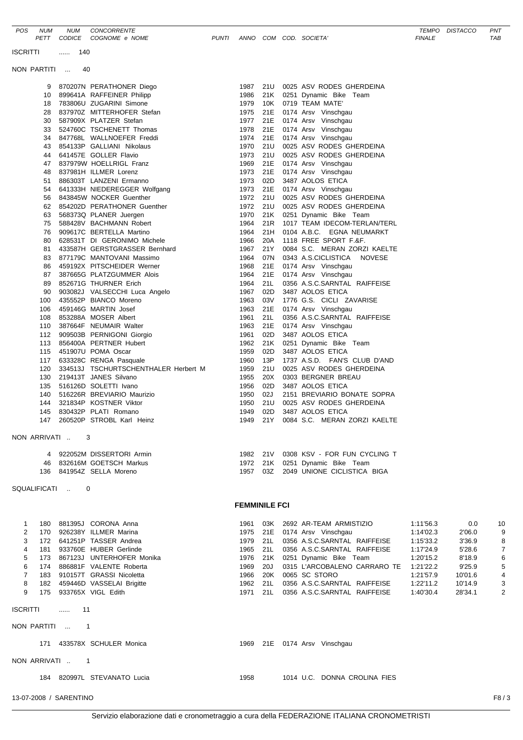| POS | NUM PETT | NUM CODICE | CONCORRENTE COGNOME e NOME | PUNTI | ANNO | COM | COD. SOCIETA' | TEMPO FINALE | DISTACCO | PNT TAB |
|---|---|---|---|---|---|---|---|---|---|---|

ISCRITTI ...... 140

NON PARTITI ... 40

| NUM PETT | NUM CODICE | COGNOME e NOME | ANNO | COM | COD. SOCIETA' |
|---|---|---|---|---|---|
| 9 | 870207N | PERATHONER Diego | 1987 | 21U | 0025 ASV RODES GHERDEINA |
| 10 | 899641A | RAFFEINER Philipp | 1986 | 21K | 0251 Dynamic Bike Team |
| 18 | 783806U | ZUGARINI Simone | 1979 | 10K | 0719 TEAM MATE' |
| 28 | 837970Z | MITTERHOFER Stefan | 1975 | 21E | 0174 Arsv Vinschgau |
| 30 | 587909X | PLATZER Stefan | 1977 | 21E | 0174 Arsv Vinschgau |
| 33 | 524760C | TSCHENETT Thomas | 1978 | 21E | 0174 Arsv Vinschgau |
| 34 | 847768L | WALLNOEFER Freddi | 1974 | 21E | 0174 Arsv Vinschgau |
| 43 | 854133P | GALLIANI Nikolaus | 1970 | 21U | 0025 ASV RODES GHERDEINA |
| 44 | 641457E | GOLLER Flavio | 1973 | 21U | 0025 ASV RODES GHERDEINA |
| 47 | 837979W | HOELLRIGL Franz | 1969 | 21E | 0174 Arsv Vinschgau |
| 48 | 837981H | ILLMER Lorenz | 1973 | 21E | 0174 Arsv Vinschgau |
| 51 | 886303T | LANZENI Ermanno | 1973 | 02D | 3487 AOLOS ETICA |
| 54 | 641333H | NIEDEREGGER Wolfgang | 1973 | 21E | 0174 Arsv Vinschgau |
| 56 | 843845W | NOCKER Guenther | 1972 | 21U | 0025 ASV RODES GHERDEINA |
| 62 | 854202D | PERATHONER Guenther | 1972 | 21U | 0025 ASV RODES GHERDEINA |
| 63 | 568373Q | PLANER Juergen | 1970 | 21K | 0251 Dynamic Bike Team |
| 75 | 588428V | BACHMANN Robert | 1964 | 21R | 1017 TEAM IDECOM-TERLAN/TERL |
| 76 | 909617C | BERTELLA Martino | 1964 | 21H | 0104 A.B.C. EGNA NEUMARKT |
| 80 | 628531T | DI GERONIMO Michele | 1966 | 20A | 1118 FREE SPORT F.&F. |
| 81 | 433587H | GERSTGRASSER Bernhard | 1967 | 21Y | 0084 S.C. MERAN ZORZI KAELTE |
| 83 | 877179C | MANTOVANI Massimo | 1964 | 07N | 0343 A.S.CICLISTICA NOVESE |
| 86 | 459192X | PITSCHEIDER Werner | 1968 | 21E | 0174 Arsv Vinschgau |
| 87 | 387665G | PLATZGUMMER Alois | 1964 | 21E | 0174 Arsv Vinschgau |
| 89 | 852671G | THURNER Erich | 1964 | 21L | 0356 A.S.C.SARNTAL RAIFFEISE |
| 90 | 903082J | VALSECCHI Luca Angelo | 1967 | 02D | 3487 AOLOS ETICA |
| 100 | 435552P | BIANCO Moreno | 1963 | 03V | 1776 G.S. CICLI ZAVARISE |
| 106 | 459146G | MARTIN Josef | 1963 | 21E | 0174 Arsv Vinschgau |
| 108 | 853288A | MOSER Albert | 1961 | 21L | 0356 A.S.C.SARNTAL RAIFFEISE |
| 110 | 387664F | NEUMAIR Walter | 1963 | 21E | 0174 Arsv Vinschgau |
| 112 | 909503B | PERNIGONI Giorgio | 1961 | 02D | 3487 AOLOS ETICA |
| 113 | 856400A | PERTNER Hubert | 1962 | 21K | 0251 Dynamic Bike Team |
| 115 | 451907U | POMA Oscar | 1959 | 02D | 3487 AOLOS ETICA |
| 117 | 633328C | RENGA Pasquale | 1960 | 13P | 1737 A.S.D. FAN'S CLUB D'AND |
| 120 | 334513J | TSCHURTSCHENTHALER Herbert M | 1959 | 21U | 0025 ASV RODES GHERDEINA |
| 130 | 219413T | JANES Silvano | 1955 | 20X | 0303 BERGNER BREAU |
| 135 | 516126D | SOLETTI Ivano | 1956 | 02D | 3487 AOLOS ETICA |
| 140 | 516226R | BREVIARIO Maurizio | 1950 | 02J | 2151 BREVIARIO BONATE SOPRA |
| 144 | 321834P | KOSTNER Viktor | 1950 | 21U | 0025 ASV RODES GHERDEINA |
| 145 | 830432P | PLATI Romano | 1949 | 02D | 3487 AOLOS ETICA |
| 147 | 260520P | STROBL Karl Heinz | 1949 | 21Y | 0084 S.C. MERAN ZORZI KAELTE |

NON ARRIVATI .. 3

| NUM PETT | NUM CODICE | COGNOME e NOME | ANNO | COM | COD. SOCIETA' |
|---|---|---|---|---|---|
| 4 | 922052M | DISSERTORI Armin | 1982 | 21V | 0308 KSV - FOR FUN CYCLING T |
| 46 | 832616M | GOETSCH Markus | 1972 | 21K | 0251 Dynamic Bike Team |
| 136 | 841954Z | SELLA Moreno | 1957 | 03Z | 2049 UNIONE CICLISTICA BIGA |

SQUALIFICATI .. 0

## FEMMINILE FCI

| POS | NUM PETT | NUM CODICE | COGNOME e NOME | ANNO | COM | COD. SOCIETA' | TEMPO FINALE | DISTACCO | PNT TAB |
|---|---|---|---|---|---|---|---|---|---|
| 1 | 180 | 881395J | CORONA Anna | 1961 | 03K | 2692 AR-TEAM ARMISTIZIO | 1:11'56.3 | 0.0 | 10 |
| 2 | 170 | 926238Y | ILLMER Marina | 1975 | 21E | 0174 Arsv Vinschgau | 1:14'02.3 | 2'06.0 | 9 |
| 3 | 172 | 641251P | TASSER Andrea | 1979 | 21L | 0356 A.S.C.SARNTAL RAIFFEISE | 1:15'33.2 | 3'36.9 | 8 |
| 4 | 181 | 933760E | HUBER Gerlinde | 1965 | 21L | 0356 A.S.C.SARNTAL RAIFFEISE | 1:17'24.9 | 5'28.6 | 7 |
| 5 | 173 | 867123J | UNTERHOFER Monika | 1976 | 21K | 0251 Dynamic Bike Team | 1:20'15.2 | 8'18.9 | 6 |
| 6 | 174 | 886881F | VALENTE Roberta | 1969 | 20J | 0315 L'ARCOBALENO CARRARO TE | 1:21'22.2 | 9'25.9 | 5 |
| 7 | 183 | 910157T | GRASSI Nicoletta | 1966 | 20K | 0065 SC STORO | 1:21'57.9 | 10'01.6 | 4 |
| 8 | 182 | 459446D | VASSELAI Brigitte | 1962 | 21L | 0356 A.S.C.SARNTAL RAIFFEISE | 1:22'11.2 | 10'14.9 | 3 |
| 9 | 175 | 933765X | VIGL Edith | 1971 | 21L | 0356 A.S.C.SARNTAL RAIFFEISE | 1:40'30.4 | 28'34.1 | 2 |

ISCRITTI ...... 11

NON PARTITI ... 1

| NUM PETT | NUM CODICE | COGNOME e NOME | ANNO | COM | COD. SOCIETA' |
|---|---|---|---|---|---|
| 171 | 433578X | SCHULER Monica | 1969 | 21E | 0174 Arsv Vinschgau |

NON ARRIVATI .. 1

| NUM PETT | NUM CODICE | COGNOME e NOME | ANNO | COM | COD. SOCIETA' |
|---|---|---|---|---|---|
| 184 | 820997L | STEVANATO Lucia | 1958 | | 1014 U.C. DONNA CROLINA FIES |

13-07-2008 / SARENTINO

Servizio elaborazione dati e cronometraggio a cura della FEDERAZIONE ITALIANA CRONOMETRISTI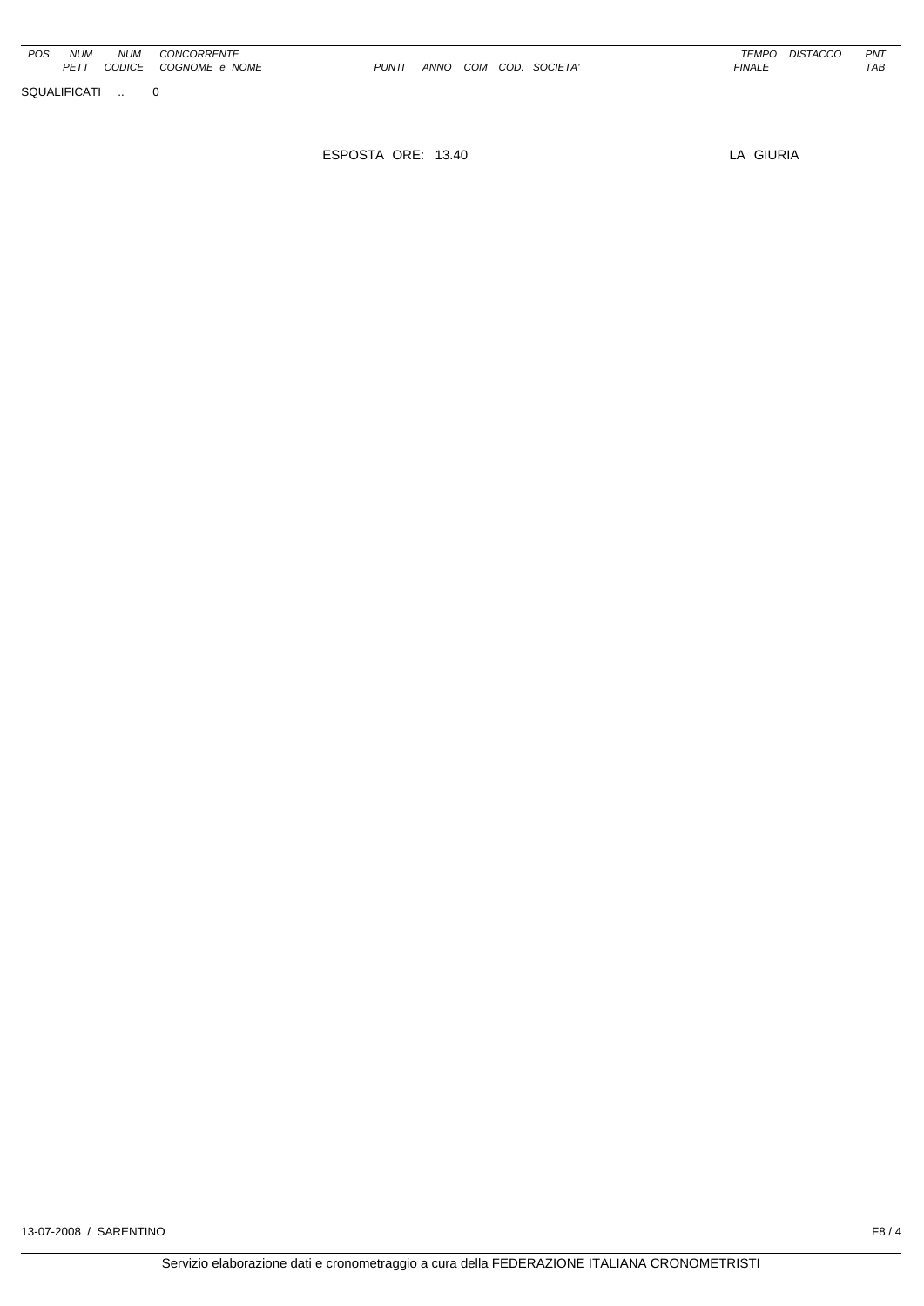| POS | NUM PETT | NUM CODICE | CONCORRENTE COGNOME e NOME | PUNTI | ANNO | COM | COD. SOCIETA' | TEMPO FINALE | DISTACCO | PNT TAB |
|---|---|---|---|---|---|---|---|---|---|---|

SQUALIFICATI .. 0

ESPOSTA ORE: 13.40

LA GIURIA

13-07-2008 / SARENTINO

F8 / 4

Servizio elaborazione dati e cronometraggio a cura della FEDERAZIONE ITALIANA CRONOMETRISTI